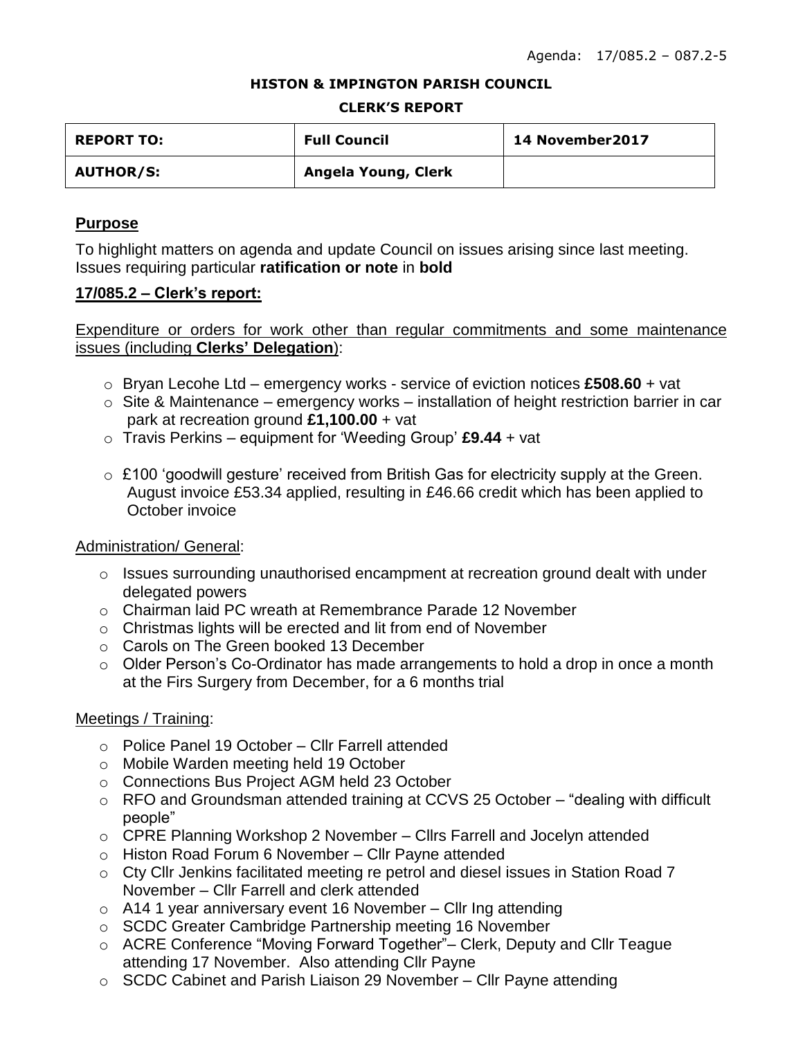Agenda: 17/085.2 – 087.2-5

**HISTON & IMPINGTON PARISH COUNCIL**

**CLERK'S REPORT**

| **REPORT TO:** | **Full Council** | **14 November2017** |
|---|---|---|
| **AUTHOR/S:** | **Angela Young, Clerk** | |

## Purpose

To highlight matters on agenda and update Council on issues arising since last meeting. Issues requiring particular **ratification or note** in **bold**

## 17/085.2 – Clerk's report:

Expenditure or orders for work other than regular commitments and some maintenance issues (including **Clerks' Delegation**):

- Bryan Lecohe Ltd – emergency works - service of eviction notices **£508.60** + vat
- Site & Maintenance – emergency works – installation of height restriction barrier in car park at recreation ground **£1,100.00** + vat
- Travis Perkins – equipment for 'Weeding Group' **£9.44** + vat

- £100 'goodwill gesture' received from British Gas for electricity supply at the Green. August invoice £53.34 applied, resulting in £46.66 credit which has been applied to October invoice

Administration/ General:

- Issues surrounding unauthorised encampment at recreation ground dealt with under delegated powers
- Chairman laid PC wreath at Remembrance Parade 12 November
- Christmas lights will be erected and lit from end of November
- Carols on The Green booked 13 December
- Older Person's Co-Ordinator has made arrangements to hold a drop in once a month at the Firs Surgery from December, for a 6 months trial

Meetings / Training:

- Police Panel 19 October – Cllr Farrell attended
- Mobile Warden meeting held 19 October
- Connections Bus Project AGM held 23 October
- RFO and Groundsman attended training at CCVS 25 October – "dealing with difficult people"
- CPRE Planning Workshop 2 November – Cllrs Farrell and Jocelyn attended
- Histon Road Forum 6 November – Cllr Payne attended
- Cty Cllr Jenkins facilitated meeting re petrol and diesel issues in Station Road 7 November – Cllr Farrell and clerk attended
- A14 1 year anniversary event 16 November – Cllr Ing attending
- SCDC Greater Cambridge Partnership meeting 16 November
- ACRE Conference "Moving Forward Together"– Clerk, Deputy and Cllr Teague attending 17 November. Also attending Cllr Payne
- SCDC Cabinet and Parish Liaison 29 November – Cllr Payne attending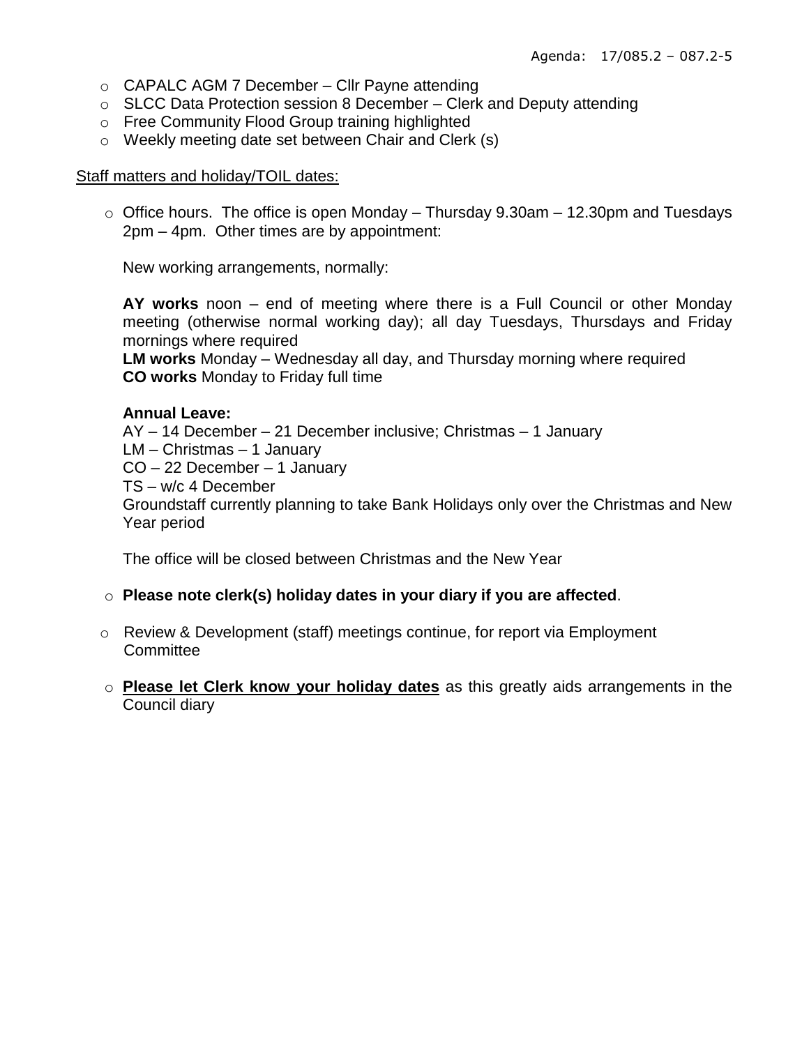- CAPALC AGM 7 December – Cllr Payne attending
- SLCC Data Protection session 8 December – Clerk and Deputy attending
- Free Community Flood Group training highlighted
- Weekly meeting date set between Chair and Clerk (s)

Staff matters and holiday/TOIL dates:

- Office hours. The office is open Monday – Thursday 9.30am – 12.30pm and Tuesdays 2pm – 4pm. Other times are by appointment:

  New working arrangements, normally:

  **AY works** noon – end of meeting where there is a Full Council or other Monday meeting (otherwise normal working day); all day Tuesdays, Thursdays and Friday mornings where required
  **LM works** Monday – Wednesday all day, and Thursday morning where required
  **CO works** Monday to Friday full time

  **Annual Leave:**
  AY – 14 December – 21 December inclusive; Christmas – 1 January
  LM – Christmas – 1 January
  CO – 22 December – 1 January
  TS – w/c 4 December
  Groundstaff currently planning to take Bank Holidays only over the Christmas and New Year period

  The office will be closed between Christmas and the New Year

- **Please note clerk(s) holiday dates in your diary if you are affected**.

- Review & Development (staff) meetings continue, for report via Employment Committee

- **Please let Clerk know your holiday dates** as this greatly aids arrangements in the Council diary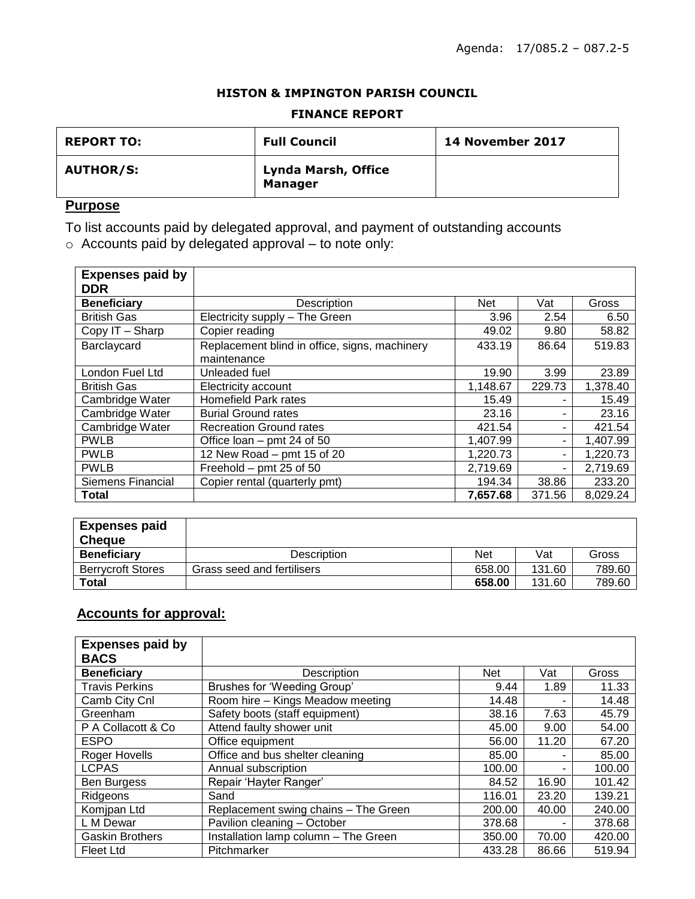Agenda: 17/085.2 – 087.2-5

**HISTON & IMPINGTON PARISH COUNCIL**

**FINANCE REPORT**

| **REPORT TO:** | **Full Council** | **14 November 2017** |
|---|---|---|
| **AUTHOR/S:** | **Lynda Marsh, Office Manager** | |

## Purpose

To list accounts paid by delegated approval, and payment of outstanding accounts

- Accounts paid by delegated approval – to note only:

| **Expenses paid by DDR** | | | | |
|---|---|---|---|---|
| **Beneficiary** | Description | Net | Vat | Gross |
| British Gas | Electricity supply – The Green | 3.96 | 2.54 | 6.50 |
| Copy IT – Sharp | Copier reading | 49.02 | 9.80 | 58.82 |
| Barclaycard | Replacement blind in office, signs, machinery maintenance | 433.19 | 86.64 | 519.83 |
| London Fuel Ltd | Unleaded fuel | 19.90 | 3.99 | 23.89 |
| British Gas | Electricity account | 1,148.67 | 229.73 | 1,378.40 |
| Cambridge Water | Homefield Park rates | 15.49 | - | 15.49 |
| Cambridge Water | Burial Ground rates | 23.16 | - | 23.16 |
| Cambridge Water | Recreation Ground rates | 421.54 | - | 421.54 |
| PWLB | Office loan – pmt 24 of 50 | 1,407.99 | - | 1,407.99 |
| PWLB | 12 New Road – pmt 15 of 20 | 1,220.73 | - | 1,220.73 |
| PWLB | Freehold – pmt 25 of 50 | 2,719.69 | - | 2,719.69 |
| Siemens Financial | Copier rental (quarterly pmt) | 194.34 | 38.86 | 233.20 |
| **Total** | | **7,657.68** | 371.56 | 8,029.24 |

| **Expenses paid Cheque** | | | | |
|---|---|---|---|---|
| **Beneficiary** | Description | Net | Vat | Gross |
| Berrycroft Stores | Grass seed and fertilisers | 658.00 | 131.60 | 789.60 |
| **Total** | | **658.00** | 131.60 | 789.60 |

## Accounts for approval:

| **Expenses paid by BACS** | | | | |
|---|---|---|---|---|
| **Beneficiary** | Description | Net | Vat | Gross |
| Travis Perkins | Brushes for 'Weeding Group' | 9.44 | 1.89 | 11.33 |
| Camb City Cnl | Room hire – Kings Meadow meeting | 14.48 | - | 14.48 |
| Greenham | Safety boots (staff equipment) | 38.16 | 7.63 | 45.79 |
| P A Collacott & Co | Attend faulty shower unit | 45.00 | 9.00 | 54.00 |
| ESPO | Office equipment | 56.00 | 11.20 | 67.20 |
| Roger Hovells | Office and bus shelter cleaning | 85.00 | - | 85.00 |
| LCPAS | Annual subscription | 100.00 | - | 100.00 |
| Ben Burgess | Repair 'Hayter Ranger' | 84.52 | 16.90 | 101.42 |
| Ridgeons | Sand | 116.01 | 23.20 | 139.21 |
| Komjpan Ltd | Replacement swing chains – The Green | 200.00 | 40.00 | 240.00 |
| L M Dewar | Pavilion cleaning – October | 378.68 | - | 378.68 |
| Gaskin Brothers | Installation lamp column – The Green | 350.00 | 70.00 | 420.00 |
| Fleet Ltd | Pitchmarker | 433.28 | 86.66 | 519.94 |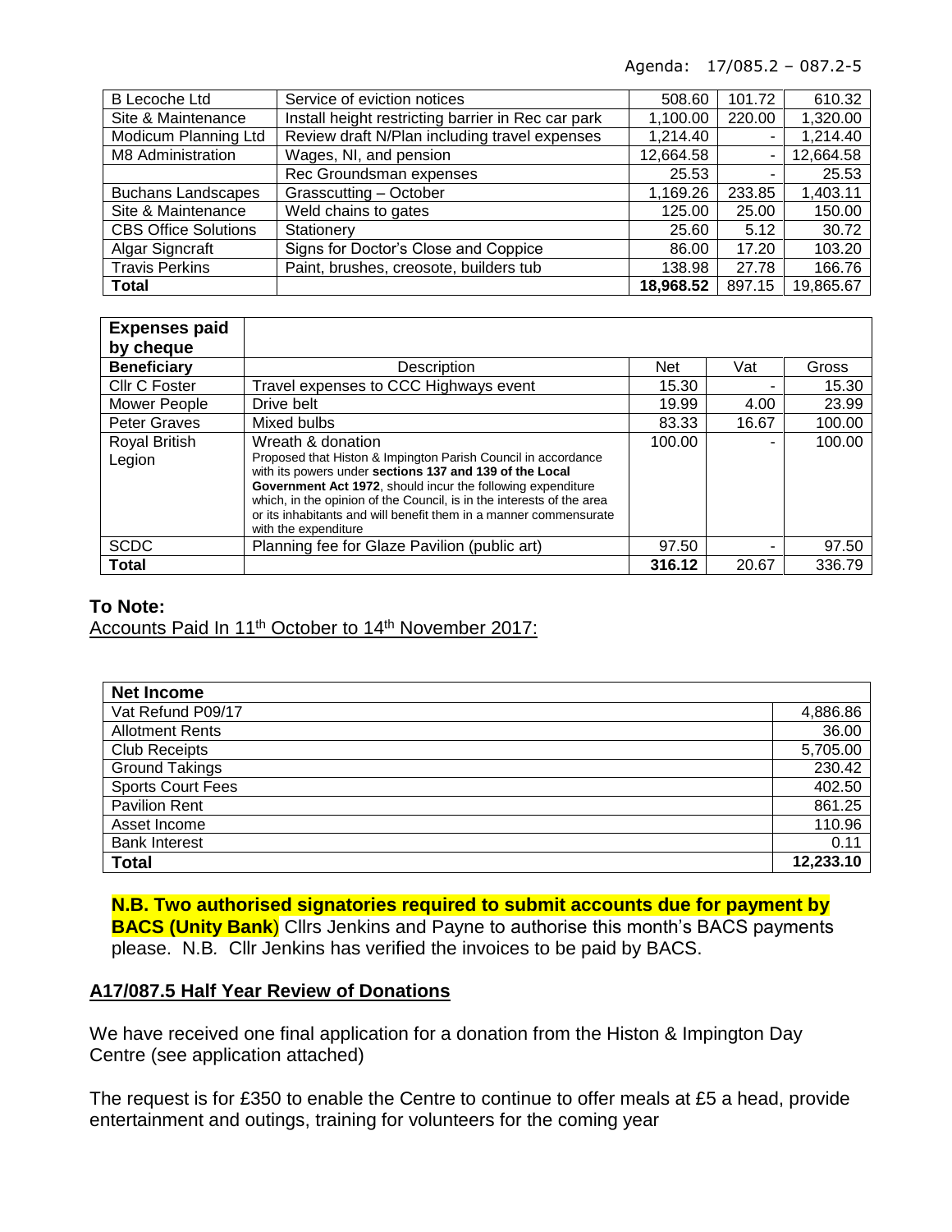Agenda: 17/085.2 – 087.2-5

| | | | | |
|---|---|---|---|---|
| B Lecoche Ltd | Service of eviction notices | 508.60 | 101.72 | 610.32 |
| Site & Maintenance | Install height restricting barrier in Rec car park | 1,100.00 | 220.00 | 1,320.00 |
| Modicum Planning Ltd | Review draft N/Plan including travel expenses | 1,214.40 | - | 1,214.40 |
| M8 Administration | Wages, NI, and pension | 12,664.58 | - | 12,664.58 |
| | Rec Groundsman expenses | 25.53 | - | 25.53 |
| Buchans Landscapes | Grasscutting – October | 1,169.26 | 233.85 | 1,403.11 |
| Site & Maintenance | Weld chains to gates | 125.00 | 25.00 | 150.00 |
| CBS Office Solutions | Stationery | 25.60 | 5.12 | 30.72 |
| Algar Signcraft | Signs for Doctor's Close and Coppice | 86.00 | 17.20 | 103.20 |
| Travis Perkins | Paint, brushes, creosote, builders tub | 138.98 | 27.78 | 166.76 |
| **Total** | | **18,968.52** | 897.15 | 19,865.67 |

| **Expenses paid by cheque** | | | | |
|---|---|---|---|---|
| **Beneficiary** | Description | Net | Vat | Gross |
| Cllr C Foster | Travel expenses to CCC Highways event | 15.30 | - | 15.30 |
| Mower People | Drive belt | 19.99 | 4.00 | 23.99 |
| Peter Graves | Mixed bulbs | 83.33 | 16.67 | 100.00 |
| Royal British Legion | Wreath & donation<br>Proposed that Histon & Impington Parish Council in accordance with its powers under **sections 137 and 139 of the Local Government Act 1972**, should incur the following expenditure which, in the opinion of the Council, is in the interests of the area or its inhabitants and will benefit them in a manner commensurate with the expenditure | 100.00 | - | 100.00 |
| SCDC | Planning fee for Glaze Pavilion (public art) | 97.50 | - | 97.50 |
| **Total** | | **316.12** | 20.67 | 336.79 |

**To Note:**

Accounts Paid In 11th October to 14th November 2017:

| **Net Income** | |
|---|---|
| Vat Refund P09/17 | 4,886.86 |
| Allotment Rents | 36.00 |
| Club Receipts | 5,705.00 |
| Ground Takings | 230.42 |
| Sports Court Fees | 402.50 |
| Pavilion Rent | 861.25 |
| Asset Income | 110.96 |
| Bank Interest | 0.11 |
| **Total** | **12,233.10** |

**N.B. Two authorised signatories required to submit accounts due for payment by BACS (Unity Bank**) Cllrs Jenkins and Payne to authorise this month's BACS payments please. N.B. Cllr Jenkins has verified the invoices to be paid by BACS.

## A17/087.5 Half Year Review of Donations

We have received one final application for a donation from the Histon & Impington Day Centre (see application attached)

The request is for £350 to enable the Centre to continue to offer meals at £5 a head, provide entertainment and outings, training for volunteers for the coming year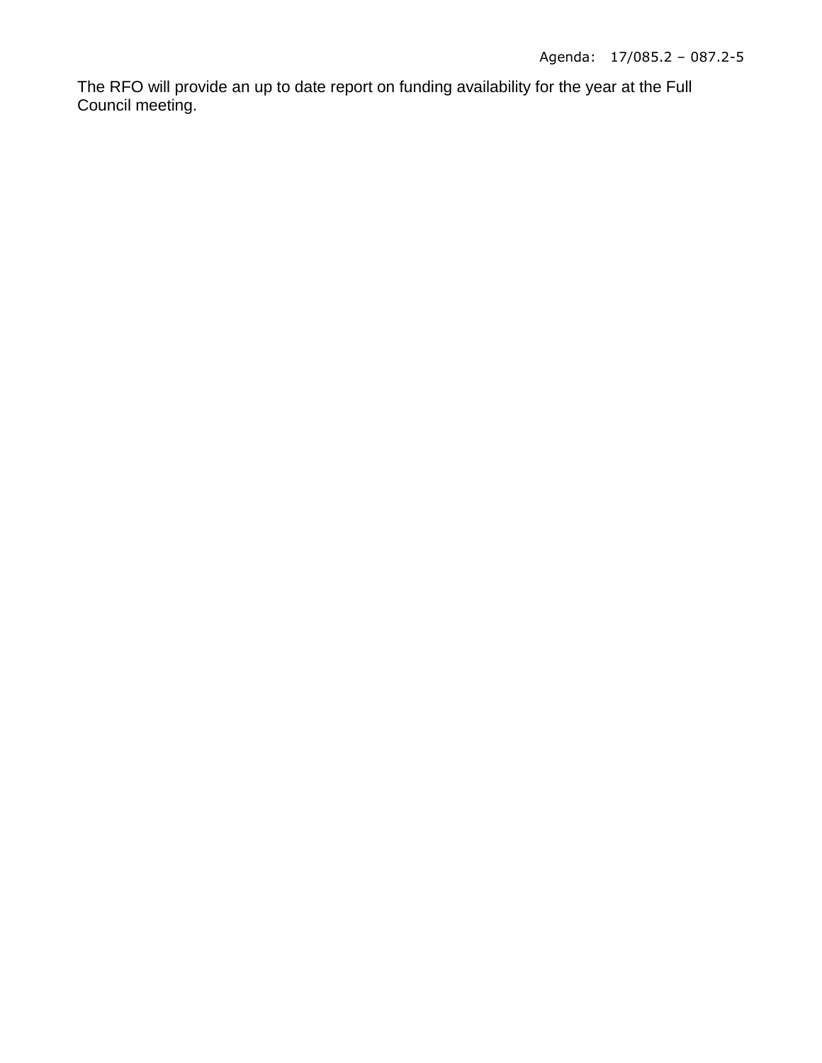The RFO will provide an up to date report on funding availability for the year at the Full Council meeting.